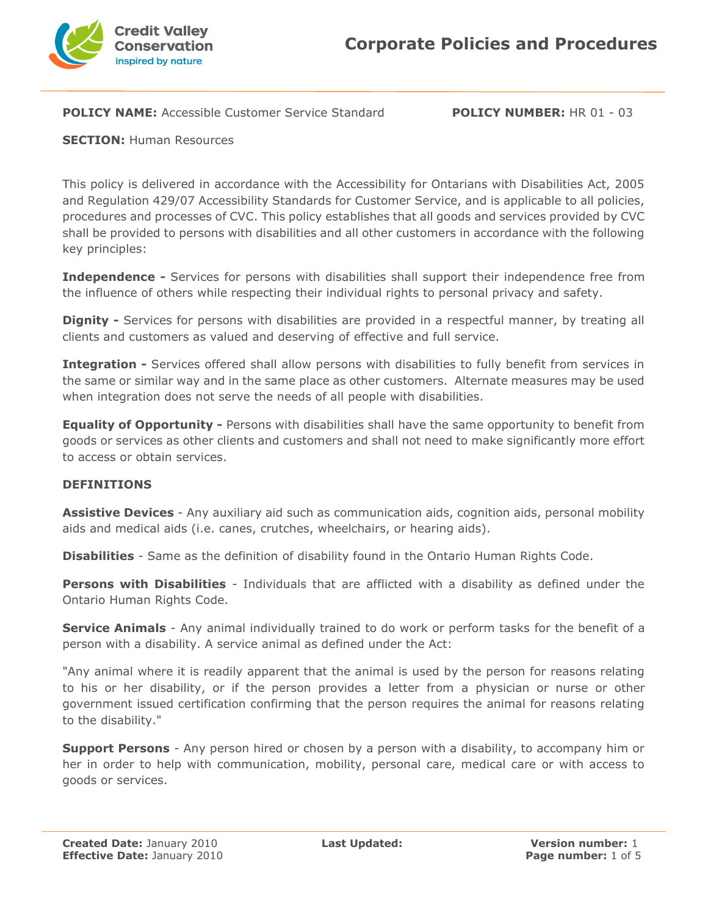# Corporate Policies and Procedures

**POLICY NAME:** Accessible Customer Service Standard **POLICY NUMBER:** HR 01 - 03

**SECTION:** Human Resources

This policy is delivered in accordance with the Accessibility for Ontarians with Disabilities Act, 2005 and Regulation 429/07 Accessibility Standards for Customer Service, and is applicable to all policies, procedures and processes of CVC. This policy establishes that all goods and services provided by CVC shall be provided to persons with disabilities and all other customers in accordance with the following key principles:

**Independence -** Services for persons with disabilities shall support their independence free from the influence of others while respecting their individual rights to personal privacy and safety.

**Dignity -** Services for persons with disabilities are provided in a respectful manner, by treating all clients and customers as valued and deserving of effective and full service.

**Integration -** Services offered shall allow persons with disabilities to fully benefit from services in the same or similar way and in the same place as other customers. Alternate measures may be used when integration does not serve the needs of all people with disabilities.

**Equality of Opportunity -** Persons with disabilities shall have the same opportunity to benefit from goods or services as other clients and customers and shall not need to make significantly more effort to access or obtain services.

**DEFINITIONS**

**Assistive Devices** - Any auxiliary aid such as communication aids, cognition aids, personal mobility aids and medical aids (i.e. canes, crutches, wheelchairs, or hearing aids).

**Disabilities** - Same as the definition of disability found in the Ontario Human Rights Code.

**Persons with Disabilities** - Individuals that are afflicted with a disability as defined under the Ontario Human Rights Code.

**Service Animals** - Any animal individually trained to do work or perform tasks for the benefit of a person with a disability. A service animal as defined under the Act:

"Any animal where it is readily apparent that the animal is used by the person for reasons relating to his or her disability, or if the person provides a letter from a physician or nurse or other government issued certification confirming that the person requires the animal for reasons relating to the disability."

**Support Persons** - Any person hired or chosen by a person with a disability, to accompany him or her in order to help with communication, mobility, personal care, medical care or with access to goods or services.

**Created Date:** January 2010 **Last Updated:** **Version number:** 1
**Effective Date:** January 2010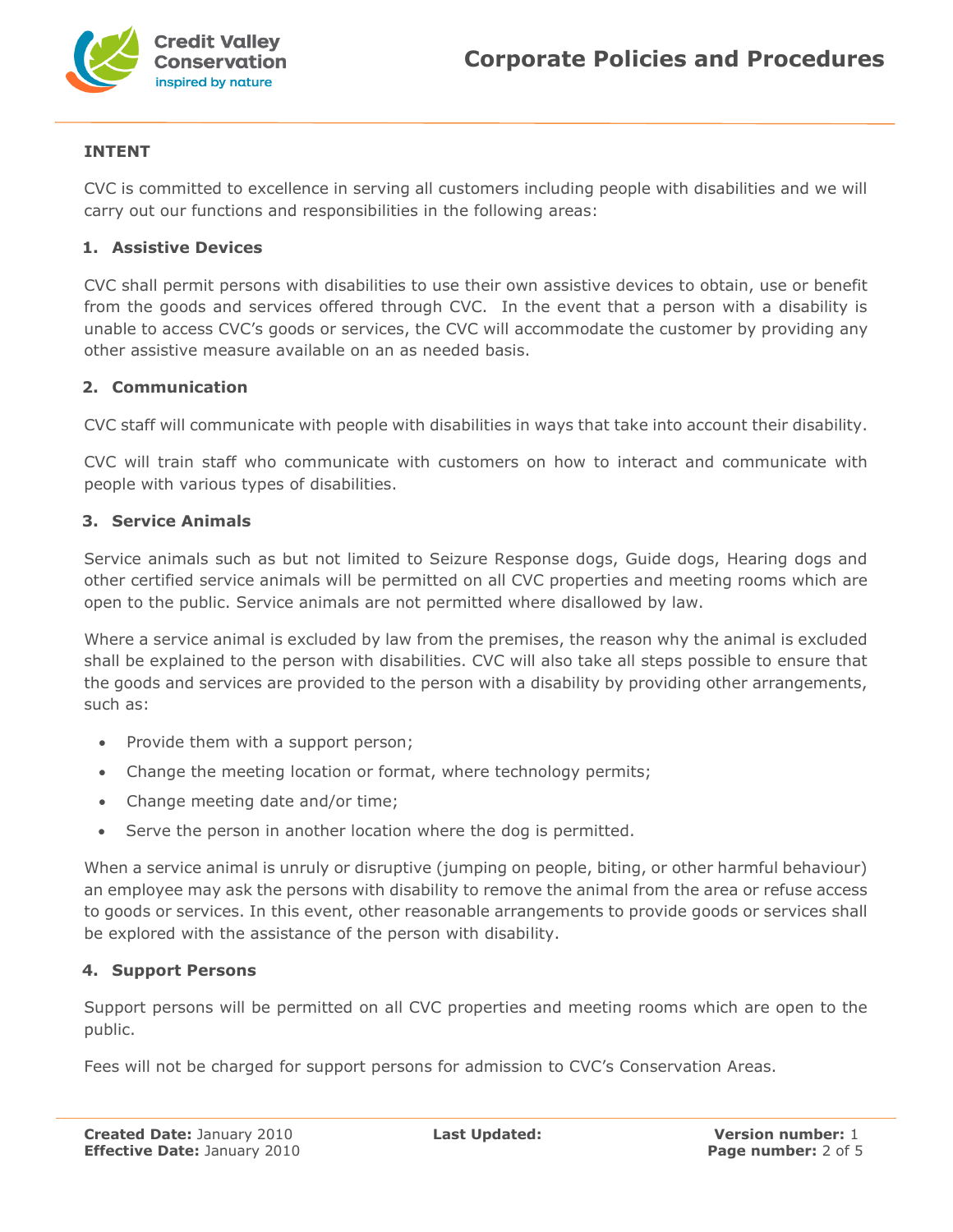## INTENT

CVC is committed to excellence in serving all customers including people with disabilities and we will carry out our functions and responsibilities in the following areas:

### 1. Assistive Devices

CVC shall permit persons with disabilities to use their own assistive devices to obtain, use or benefit from the goods and services offered through CVC. In the event that a person with a disability is unable to access CVC's goods or services, the CVC will accommodate the customer by providing any other assistive measure available on an as needed basis.

### 2. Communication

CVC staff will communicate with people with disabilities in ways that take into account their disability.

CVC will train staff who communicate with customers on how to interact and communicate with people with various types of disabilities.

### 3. Service Animals

Service animals such as but not limited to Seizure Response dogs, Guide dogs, Hearing dogs and other certified service animals will be permitted on all CVC properties and meeting rooms which are open to the public. Service animals are not permitted where disallowed by law.

Where a service animal is excluded by law from the premises, the reason why the animal is excluded shall be explained to the person with disabilities. CVC will also take all steps possible to ensure that the goods and services are provided to the person with a disability by providing other arrangements, such as:

- Provide them with a support person;
- Change the meeting location or format, where technology permits;
- Change meeting date and/or time;
- Serve the person in another location where the dog is permitted.

When a service animal is unruly or disruptive (jumping on people, biting, or other harmful behaviour) an employee may ask the persons with disability to remove the animal from the area or refuse access to goods or services. In this event, other reasonable arrangements to provide goods or services shall be explored with the assistance of the person with disability.

### 4. Support Persons

Support persons will be permitted on all CVC properties and meeting rooms which are open to the public.

Fees will not be charged for support persons for admission to CVC's Conservation Areas.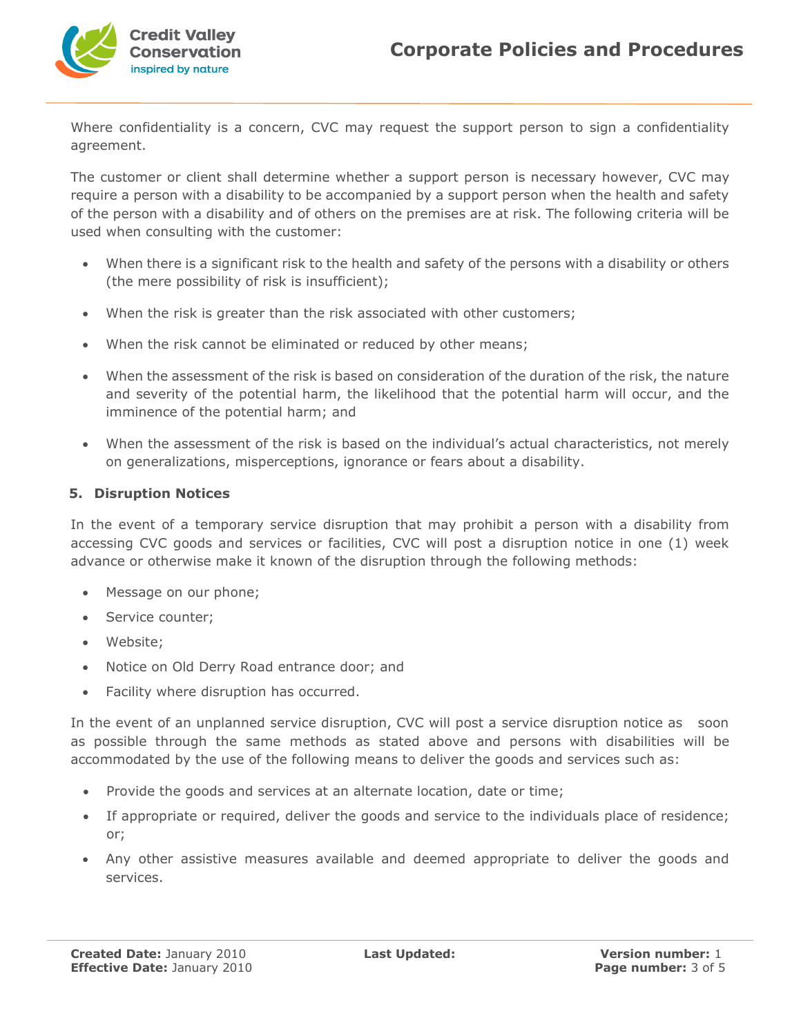Where confidentiality is a concern, CVC may request the support person to sign a confidentiality agreement.

The customer or client shall determine whether a support person is necessary however, CVC may require a person with a disability to be accompanied by a support person when the health and safety of the person with a disability and of others on the premises are at risk. The following criteria will be used when consulting with the customer:

- When there is a significant risk to the health and safety of the persons with a disability or others (the mere possibility of risk is insufficient);
- When the risk is greater than the risk associated with other customers;
- When the risk cannot be eliminated or reduced by other means;
- When the assessment of the risk is based on consideration of the duration of the risk, the nature and severity of the potential harm, the likelihood that the potential harm will occur, and the imminence of the potential harm; and
- When the assessment of the risk is based on the individual's actual characteristics, not merely on generalizations, misperceptions, ignorance or fears about a disability.

### 5. Disruption Notices

In the event of a temporary service disruption that may prohibit a person with a disability from accessing CVC goods and services or facilities, CVC will post a disruption notice in one (1) week advance or otherwise make it known of the disruption through the following methods:

- Message on our phone;
- Service counter;
- Website;
- Notice on Old Derry Road entrance door; and
- Facility where disruption has occurred.

In the event of an unplanned service disruption, CVC will post a service disruption notice as soon as possible through the same methods as stated above and persons with disabilities will be accommodated by the use of the following means to deliver the goods and services such as:

- Provide the goods and services at an alternate location, date or time;
- If appropriate or required, deliver the goods and service to the individuals place of residence; or;
- Any other assistive measures available and deemed appropriate to deliver the goods and services.

**Created Date:** January 2010
**Effective Date:** January 2010
**Last Updated:**
**Version number:** 1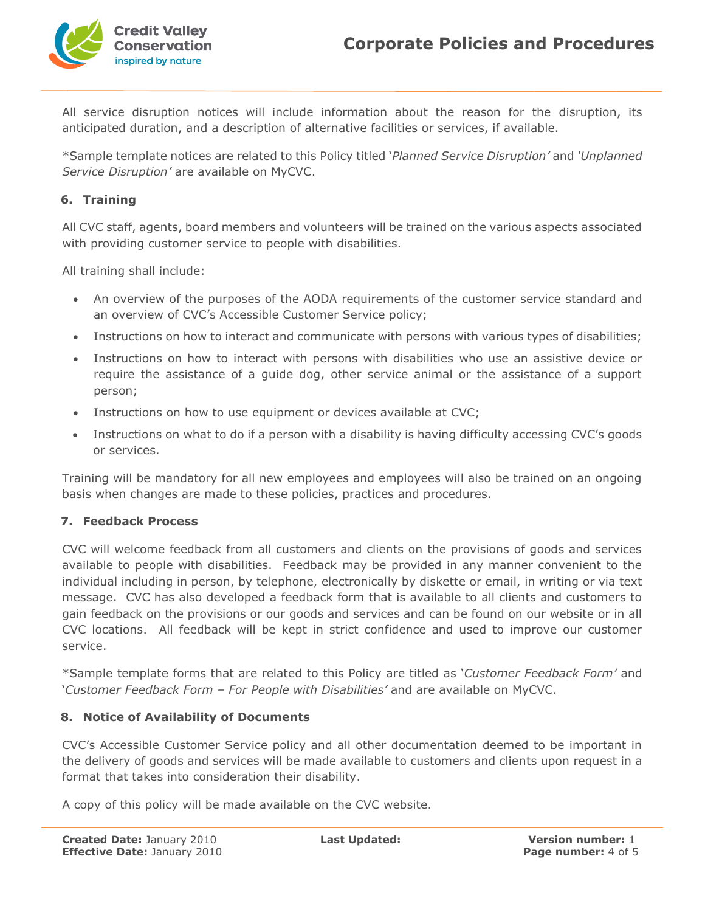All service disruption notices will include information about the reason for the disruption, its anticipated duration, and a description of alternative facilities or services, if available.

*Sample template notices are related to this Policy titled '*Planned Service Disruption'* and '*Unplanned Service Disruption'* are available on MyCVC.

### 6. Training

All CVC staff, agents, board members and volunteers will be trained on the various aspects associated with providing customer service to people with disabilities.

All training shall include:

- An overview of the purposes of the AODA requirements of the customer service standard and an overview of CVC's Accessible Customer Service policy;
- Instructions on how to interact and communicate with persons with various types of disabilities;
- Instructions on how to interact with persons with disabilities who use an assistive device or require the assistance of a guide dog, other service animal or the assistance of a support person;
- Instructions on how to use equipment or devices available at CVC;
- Instructions on what to do if a person with a disability is having difficulty accessing CVC's goods or services.

Training will be mandatory for all new employees and employees will also be trained on an ongoing basis when changes are made to these policies, practices and procedures.

### 7. Feedback Process

CVC will welcome feedback from all customers and clients on the provisions of goods and services available to people with disabilities. Feedback may be provided in any manner convenient to the individual including in person, by telephone, electronically by diskette or email, in writing or via text message. CVC has also developed a feedback form that is available to all clients and customers to gain feedback on the provisions or our goods and services and can be found on our website or in all CVC locations. All feedback will be kept in strict confidence and used to improve our customer service.

*Sample template forms that are related to this Policy are titled as '*Customer Feedback Form'* and '*Customer Feedback Form – For People with Disabilities'* and are available on MyCVC.

### 8. Notice of Availability of Documents

CVC's Accessible Customer Service policy and all other documentation deemed to be important in the delivery of goods and services will be made available to customers and clients upon request in a format that takes into consideration their disability.

A copy of this policy will be made available on the CVC website.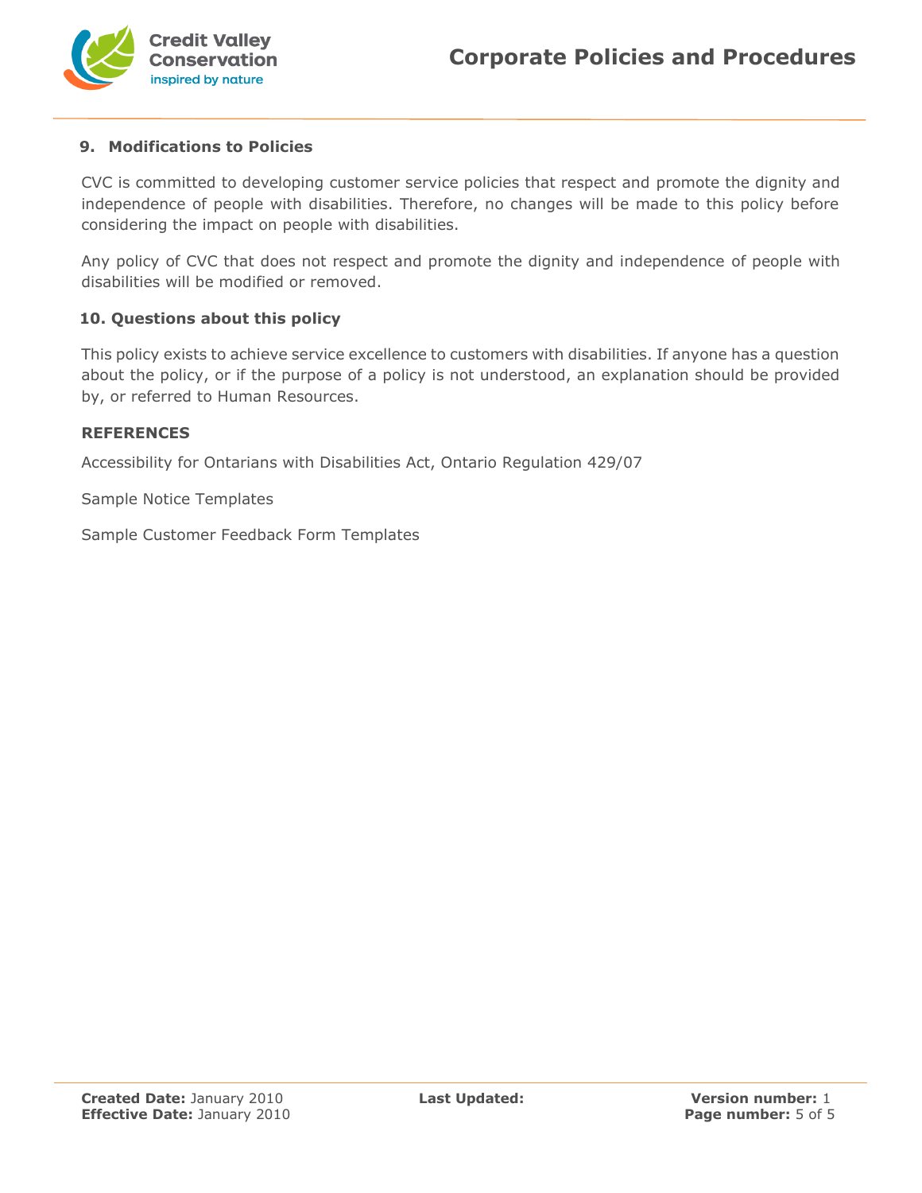### 9. Modifications to Policies

CVC is committed to developing customer service policies that respect and promote the dignity and independence of people with disabilities. Therefore, no changes will be made to this policy before considering the impact on people with disabilities.

Any policy of CVC that does not respect and promote the dignity and independence of people with disabilities will be modified or removed.

### 10. Questions about this policy

This policy exists to achieve service excellence to customers with disabilities. If anyone has a question about the policy, or if the purpose of a policy is not understood, an explanation should be provided by, or referred to Human Resources.

### REFERENCES

Accessibility for Ontarians with Disabilities Act, Ontario Regulation 429/07

Sample Notice Templates

Sample Customer Feedback Form Templates